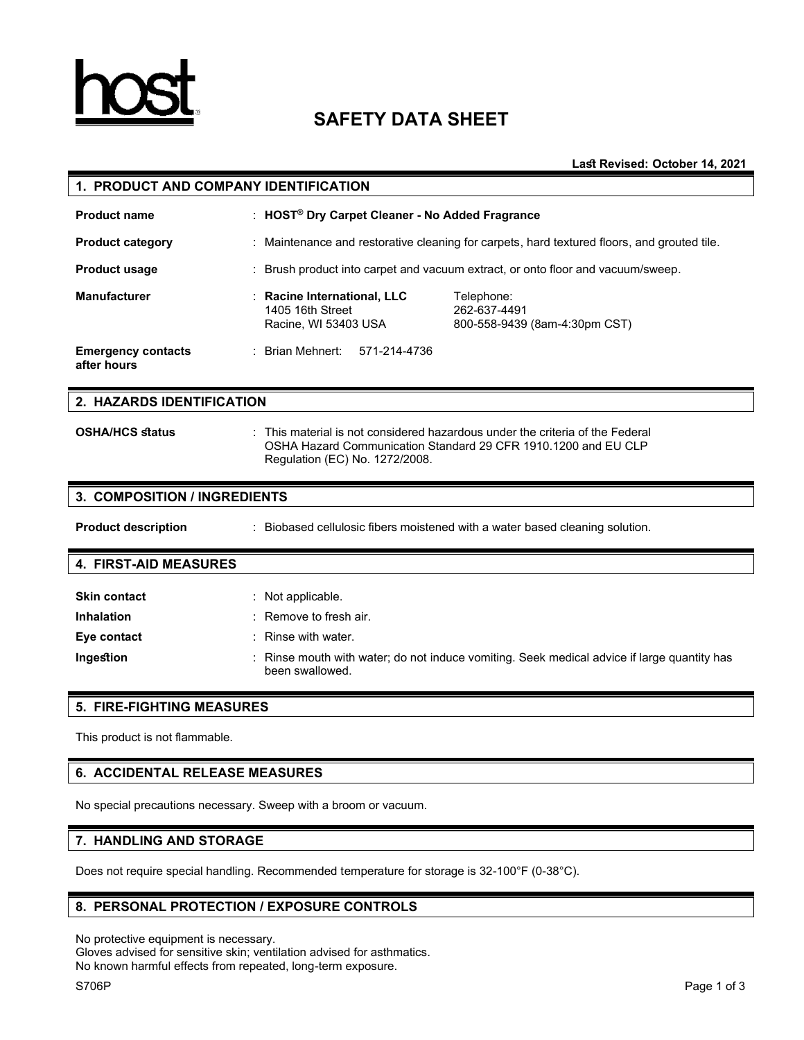host

# SAFETY DATA SHEET

**Last Revised: October 14, 2021**

## 1. PRODUCT AND COMPANY IDENTIFICATION

**Product name** : **HOST® Dry Carpet Cleaner - No Added Fragrance**

**Product category** : Maintenance and restorative cleaning for carpets, hard textured floors, and grouted tile.

**Product usage** : Brush product into carpet and vacuum extract, or onto floor and vacuum/sweep.

**Manufacturer** : **Racine International, LLC**
1405 16th Street
Racine, WI 53403 USA

Telephone:
262-637-4491
800-558-9439 (8am-4:30pm CST)

**Emergency contacts after hours** : Brian Mehnert: 571-214-4736

## 2. HAZARDS IDENTIFICATION

**OSHA/HCS status** : This material is not considered hazardous under the criteria of the Federal OSHA Hazard Communication Standard 29 CFR 1910.1200 and EU CLP Regulation (EC) No. 1272/2008.

## 3. COMPOSITION / INGREDIENTS

**Product description** : Biobased cellulosic fibers moistened with a water based cleaning solution.

## 4. FIRST-AID MEASURES

**Skin contact** : Not applicable.

**Inhalation** : Remove to fresh air.

**Eye contact** : Rinse with water.

**Ingestion** : Rinse mouth with water; do not induce vomiting. Seek medical advice if large quantity has been swallowed.

## 5. FIRE-FIGHTING MEASURES

This product is not flammable.

## 6. ACCIDENTAL RELEASE MEASURES

No special precautions necessary. Sweep with a broom or vacuum.

## 7. HANDLING AND STORAGE

Does not require special handling. Recommended temperature for storage is 32-100°F (0-38°C).

## 8. PERSONAL PROTECTION / EXPOSURE CONTROLS

No protective equipment is necessary.
Gloves advised for sensitive skin; ventilation advised for asthmatics.
No known harmful effects from repeated, long-term exposure.

S706P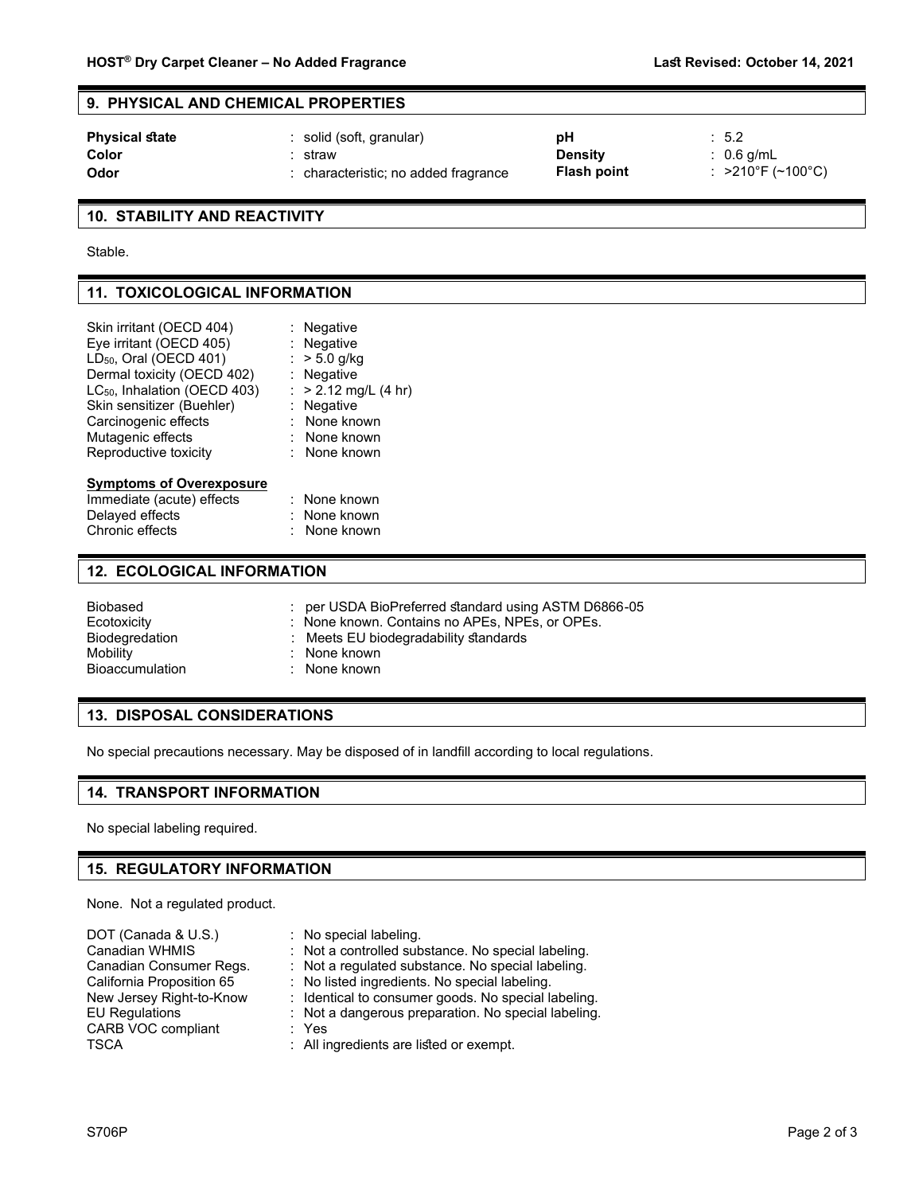## 9. PHYSICAL AND CHEMICAL PROPERTIES

| | | | |
|---|---|---|---|
| **Physical state** | : solid (soft, granular) | **pH** | : 5.2 |
| **Color** | : straw | **Density** | : 0.6 g/mL |
| **Odor** | : characteristic; no added fragrance | **Flash point** | : >210°F (~100°C) |

## 10. STABILITY AND REACTIVITY

Stable.

## 11. TOXICOLOGICAL INFORMATION

| | |
|---|---|
| Skin irritant (OECD 404) | : Negative |
| Eye irritant (OECD 405) | : Negative |
| $LD_{50}$, Oral (OECD 401) | : > 5.0 g/kg |
| Dermal toxicity (OECD 402) | : Negative |
| $LC_{50}$, Inhalation (OECD 403) | : > 2.12 mg/L (4 hr) |
| Skin sensitizer (Buehler) | : Negative |
| Carcinogenic effects | : None known |
| Mutagenic effects | : None known |
| Reproductive toxicity | : None known |

**Symptoms of Overexposure**

| | |
|---|---|
| Immediate (acute) effects | : None known |
| Delayed effects | : None known |
| Chronic effects | : None known |

## 12. ECOLOGICAL INFORMATION

| | |
|---|---|
| Biobased | : per USDA BioPreferred standard using ASTM D6866-05 |
| Ecotoxicity | : None known. Contains no APEs, NPEs, or OPEs. |
| Biodegredation | : Meets EU biodegradability standards |
| Mobility | : None known |
| Bioaccumulation | : None known |

## 13. DISPOSAL CONSIDERATIONS

No special precautions necessary. May be disposed of in landfill according to local regulations.

## 14. TRANSPORT INFORMATION

No special labeling required.

## 15. REGULATORY INFORMATION

None. Not a regulated product.

| | |
|---|---|
| DOT (Canada & U.S.) | : No special labeling. |
| Canadian WHMIS | : Not a controlled substance. No special labeling. |
| Canadian Consumer Regs. | : Not a regulated substance. No special labeling. |
| California Proposition 65 | : No listed ingredients. No special labeling. |
| New Jersey Right-to-Know | : Identical to consumer goods. No special labeling. |
| EU Regulations | : Not a dangerous preparation. No special labeling. |
| CARB VOC compliant | : Yes |
| TSCA | : All ingredients are listed or exempt. |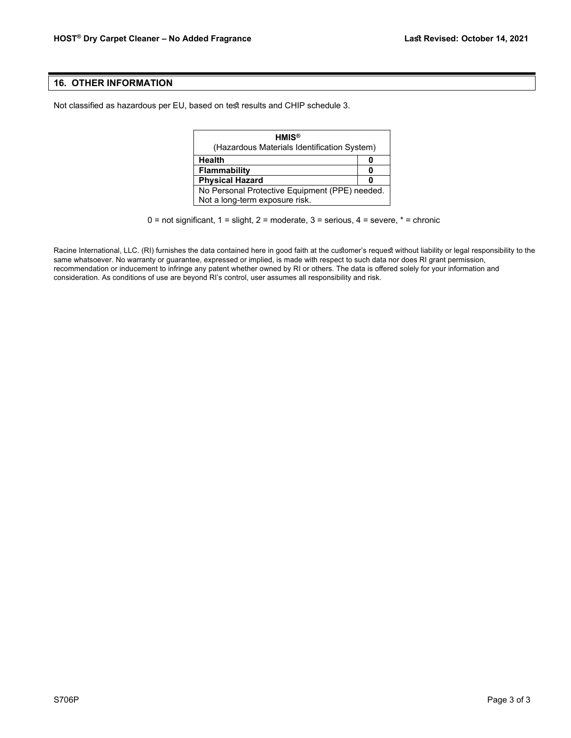## 16. OTHER INFORMATION

Not classified as hazardous per EU, based on test results and CHIP schedule 3.

| HMIS® (Hazardous Materials Identification System) | |
|---|---|
| **Health** | **0** |
| **Flammability** | **0** |
| **Physical Hazard** | **0** |
| No Personal Protective Equipment (PPE) needed. Not a long-term exposure risk. | |

0 = not significant, 1 = slight, 2 = moderate, 3 = serious, 4 = severe, * = chronic

Racine International, LLC. (RI) furnishes the data contained here in good faith at the customer's request without liability or legal responsibility to the same whatsoever. No warranty or guarantee, expressed or implied, is made with respect to such data nor does RI grant permission, recommendation or inducement to infringe any patent whether owned by RI or others. The data is offered solely for your information and consideration. As conditions of use are beyond RI's control, user assumes all responsibility and risk.